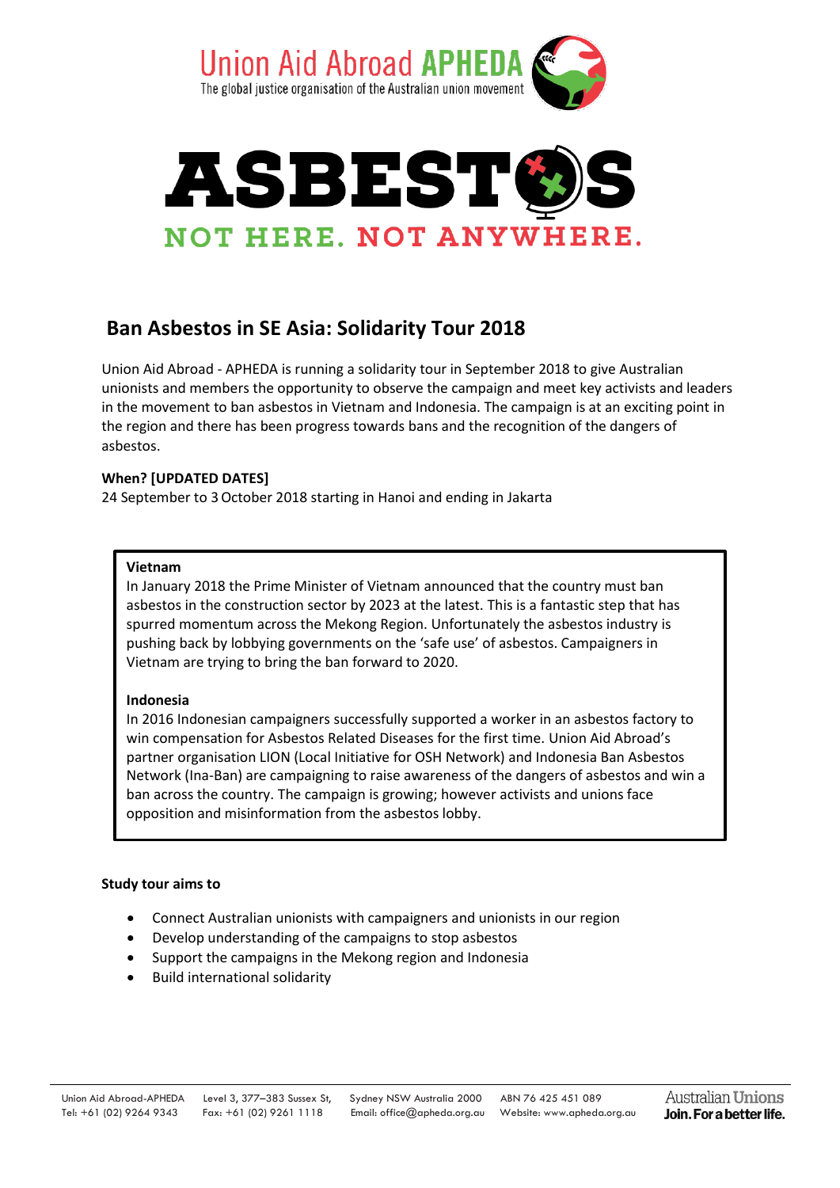Union Aid Abroad **APHEDA**

The global justice organisation of the Australian union movement

# ASBESTOS

**NOT HERE. NOT ANYWHERE.**

## Ban Asbestos in SE Asia: Solidarity Tour 2018

Union Aid Abroad - APHEDA is running a solidarity tour in September 2018 to give Australian unionists and members the opportunity to observe the campaign and meet key activists and leaders in the movement to ban asbestos in Vietnam and Indonesia. The campaign is at an exciting point in the region and there has been progress towards bans and the recognition of the dangers of asbestos.

**When? [UPDATED DATES]**

24 September to 3 October 2018 starting in Hanoi and ending in Jakarta

**Vietnam**

In January 2018 the Prime Minister of Vietnam announced that the country must ban asbestos in the construction sector by 2023 at the latest. This is a fantastic step that has spurred momentum across the Mekong Region. Unfortunately the asbestos industry is pushing back by lobbying governments on the 'safe use' of asbestos. Campaigners in Vietnam are trying to bring the ban forward to 2020.

**Indonesia**

In 2016 Indonesian campaigners successfully supported a worker in an asbestos factory to win compensation for Asbestos Related Diseases for the first time. Union Aid Abroad's partner organisation LION (Local Initiative for OSH Network) and Indonesia Ban Asbestos Network (Ina-Ban) are campaigning to raise awareness of the dangers of asbestos and win a ban across the country. The campaign is growing; however activists and unions face opposition and misinformation from the asbestos lobby.

**Study tour aims to**

- Connect Australian unionists with campaigners and unionists in our region
- Develop understanding of the campaigns to stop asbestos
- Support the campaigns in the Mekong region and Indonesia
- Build international solidarity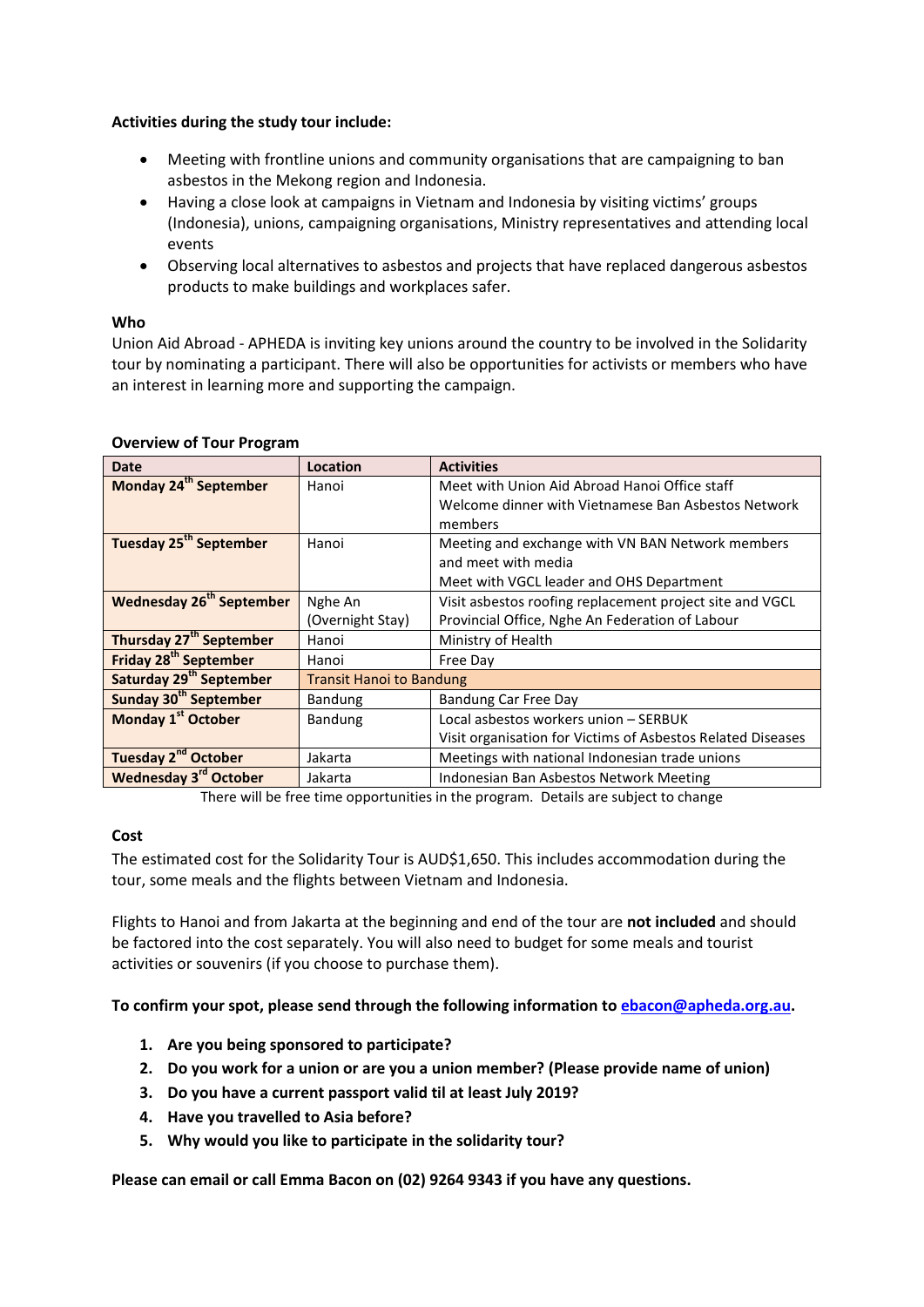**Activities during the study tour include:**

- Meeting with frontline unions and community organisations that are campaigning to ban asbestos in the Mekong region and Indonesia.
- Having a close look at campaigns in Vietnam and Indonesia by visiting victims' groups (Indonesia), unions, campaigning organisations, Ministry representatives and attending local events
- Observing local alternatives to asbestos and projects that have replaced dangerous asbestos products to make buildings and workplaces safer.

**Who**

Union Aid Abroad - APHEDA is inviting key unions around the country to be involved in the Solidarity tour by nominating a participant. There will also be opportunities for activists or members who have an interest in learning more and supporting the campaign.

**Overview of Tour Program**

| Date | Location | Activities |
|---|---|---|
| **Monday 24th September** | Hanoi | Meet with Union Aid Abroad Hanoi Office staff<br>Welcome dinner with Vietnamese Ban Asbestos Network members |
| **Tuesday 25th September** | Hanoi | Meeting and exchange with VN BAN Network members and meet with media<br>Meet with VGCL leader and OHS Department |
| **Wednesday 26th September** | Nghe An (Overnight Stay) | Visit asbestos roofing replacement project site and VGCL Provincial Office, Nghe An Federation of Labour |
| **Thursday 27th September** | Hanoi | Ministry of Health |
| **Friday 28th September** | Hanoi | Free Day |
| **Saturday 29th September** | Transit Hanoi to Bandung | |
| **Sunday 30th September** | Bandung | Bandung Car Free Day |
| **Monday 1st October** | Bandung | Local asbestos workers union – SERBUK<br>Visit organisation for Victims of Asbestos Related Diseases |
| **Tuesday 2nd October** | Jakarta | Meetings with national Indonesian trade unions |
| **Wednesday 3rd October** | Jakarta | Indonesian Ban Asbestos Network Meeting |

There will be free time opportunities in the program. Details are subject to change

**Cost**

The estimated cost for the Solidarity Tour is AUD$1,650. This includes accommodation during the tour, some meals and the flights between Vietnam and Indonesia.

Flights to Hanoi and from Jakarta at the beginning and end of the tour are **not included** and should be factored into the cost separately. You will also need to budget for some meals and tourist activities or souvenirs (if you choose to purchase them).

**To confirm your spot, please send through the following information to ebacon@apheda.org.au.**

1. **Are you being sponsored to participate?**
2. **Do you work for a union or are you a union member? (Please provide name of union)**
3. **Do you have a current passport valid til at least July 2019?**
4. **Have you travelled to Asia before?**
5. **Why would you like to participate in the solidarity tour?**

**Please can email or call Emma Bacon on (02) 9264 9343 if you have any questions.**